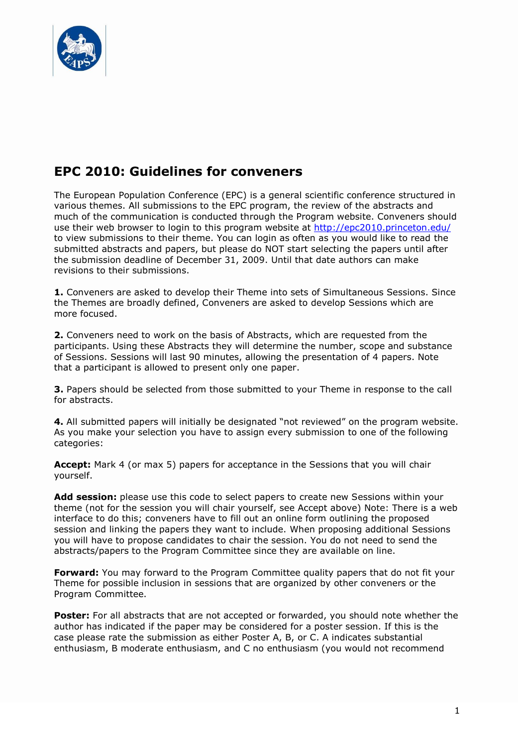# EPC 2010: Guidelines for conveners

The European Population Conference (EPC) is a general scientific conference structured in various themes. All submissions to the EPC program, the review of the abstracts and much of the communication is conducted through the Program website. Conveners should use their web browser to login to this program website at http://epc2010.princeton.edu/ to view submissions to their theme. You can login as often as you would like to read the submitted abstracts and papers, but please do NOT start selecting the papers until after the submission deadline of December 31, 2009. Until that date authors can make revisions to their submissions.

**1.** Conveners are asked to develop their Theme into sets of Simultaneous Sessions. Since the Themes are broadly defined, Conveners are asked to develop Sessions which are more focused.

**2.** Conveners need to work on the basis of Abstracts, which are requested from the participants. Using these Abstracts they will determine the number, scope and substance of Sessions. Sessions will last 90 minutes, allowing the presentation of 4 papers. Note that a participant is allowed to present only one paper.

**3.** Papers should be selected from those submitted to your Theme in response to the call for abstracts.

**4.** All submitted papers will initially be designated "not reviewed" on the program website. As you make your selection you have to assign every submission to one of the following categories:

**Accept:** Mark 4 (or max 5) papers for acceptance in the Sessions that you will chair yourself.

**Add session:** please use this code to select papers to create new Sessions within your theme (not for the session you will chair yourself, see Accept above) Note: There is a web interface to do this; conveners have to fill out an online form outlining the proposed session and linking the papers they want to include. When proposing additional Sessions you will have to propose candidates to chair the session. You do not need to send the abstracts/papers to the Program Committee since they are available on line.

**Forward:** You may forward to the Program Committee quality papers that do not fit your Theme for possible inclusion in sessions that are organized by other conveners or the Program Committee.

**Poster:** For all abstracts that are not accepted or forwarded, you should note whether the author has indicated if the paper may be considered for a poster session. If this is the case please rate the submission as either Poster A, B, or C. A indicates substantial enthusiasm, B moderate enthusiasm, and C no enthusiasm (you would not recommend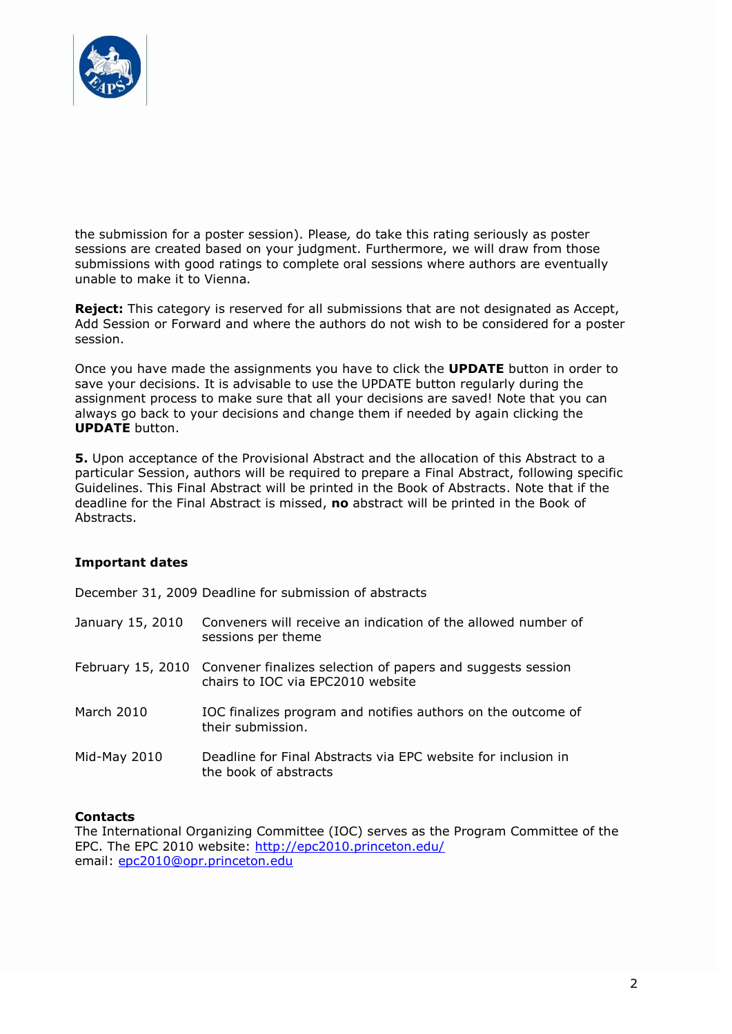the submission for a poster session). Please, do take this rating seriously as poster sessions are created based on your judgment. Furthermore, we will draw from those submissions with good ratings to complete oral sessions where authors are eventually unable to make it to Vienna.

**Reject:** This category is reserved for all submissions that are not designated as Accept, Add Session or Forward and where the authors do not wish to be considered for a poster session.

Once you have made the assignments you have to click the **UPDATE** button in order to save your decisions. It is advisable to use the UPDATE button regularly during the assignment process to make sure that all your decisions are saved! Note that you can always go back to your decisions and change them if needed by again clicking the **UPDATE** button.

**5.** Upon acceptance of the Provisional Abstract and the allocation of this Abstract to a particular Session, authors will be required to prepare a Final Abstract, following specific Guidelines. This Final Abstract will be printed in the Book of Abstracts. Note that if the deadline for the Final Abstract is missed, **no** abstract will be printed in the Book of Abstracts.

**Important dates**

| | |
|---|---|
| December 31, 2009 | Deadline for submission of abstracts |
| January 15, 2010 | Conveners will receive an indication of the allowed number of sessions per theme |
| February 15, 2010 | Convener finalizes selection of papers and suggests session chairs to IOC via EPC2010 website |
| March 2010 | IOC finalizes program and notifies authors on the outcome of their submission. |
| Mid-May 2010 | Deadline for Final Abstracts via EPC website for inclusion in the book of abstracts |

**Contacts**
The International Organizing Committee (IOC) serves as the Program Committee of the EPC. The EPC 2010 website: http://epc2010.princeton.edu/
email: epc2010@opr.princeton.edu